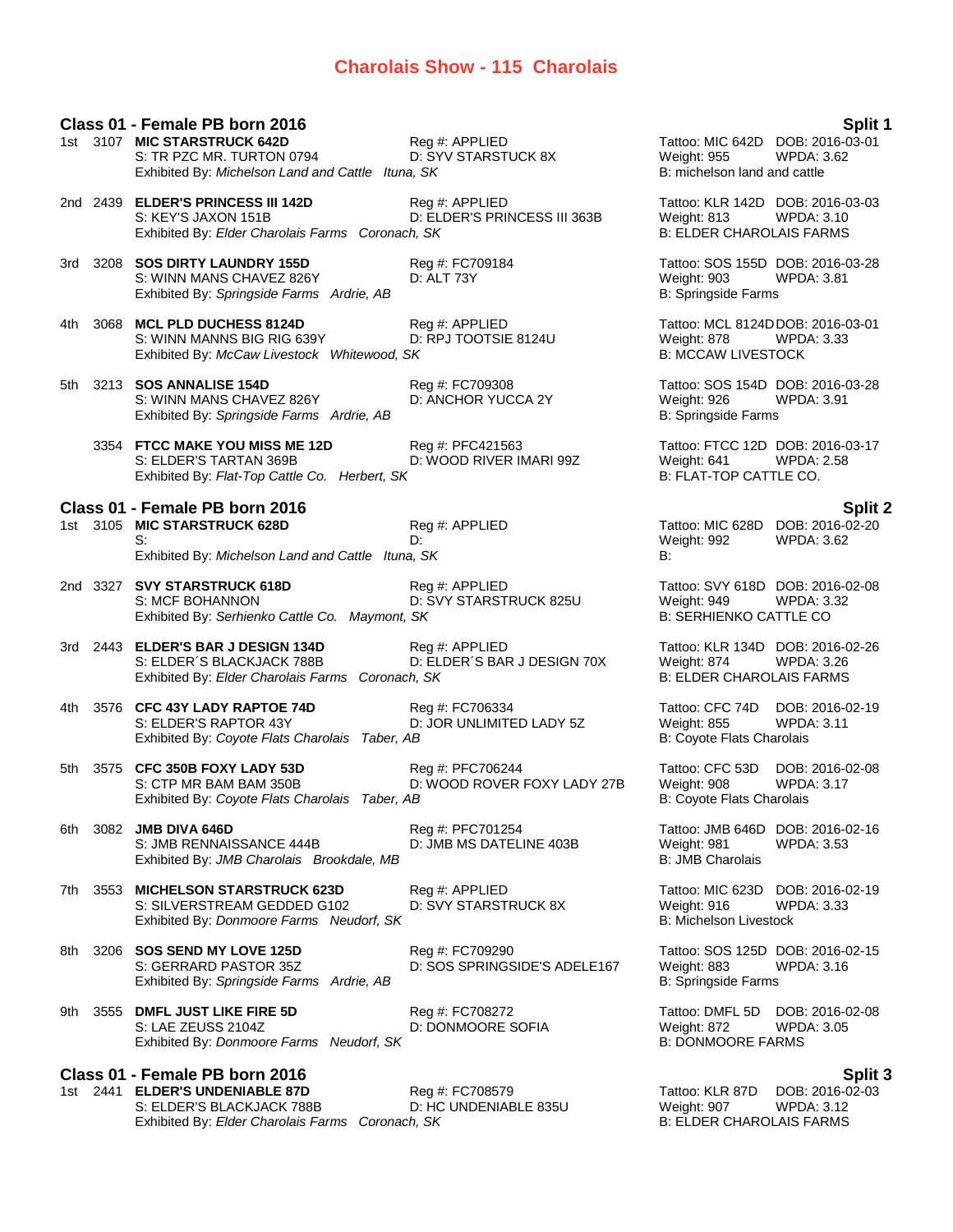# Charolais Show - 115 Charolais

## Class 01 - Female PB born 2016 — Split 1

1st 3107 **MIC STARSTRUCK 642D** Reg #: APPLIED Tattoo: MIC 642D DOB: 2016-03-01
S: TR PZC MR. TURTON 0794 D: SYV STARSTUCK 8X Weight: 955 WPDA: 3.62
Exhibited By: *Michelson Land and Cattle Ituna, SK* B: michelson land and cattle

2nd 2439 **ELDER'S PRINCESS III 142D** Reg #: APPLIED Tattoo: KLR 142D DOB: 2016-03-03
S: KEY'S JAXON 151B D: ELDER'S PRINCESS III 363B Weight: 813 WPDA: 3.10
Exhibited By: *Elder Charolais Farms Coronach, SK* B: ELDER CHAROLAIS FARMS

3rd 3208 **SOS DIRTY LAUNDRY 155D** Reg #: FC709184 Tattoo: SOS 155D DOB: 2016-03-28
S: WINN MANS CHAVEZ 826Y D: ALT 73Y Weight: 903 WPDA: 3.81
Exhibited By: *Springside Farms Ardrie, AB* B: Springside Farms

4th 3068 **MCL PLD DUCHESS 8124D** Reg #: APPLIED Tattoo: MCL 8124D DOB: 2016-03-01
S: WINN MANNS BIG RIG 639Y D: RPJ TOOTSIE 8124U Weight: 878 WPDA: 3.33
Exhibited By: *McCaw Livestock Whitewood, SK* B: MCCAW LIVESTOCK

5th 3213 **SOS ANNALISE 154D** Reg #: FC709308 Tattoo: SOS 154D DOB: 2016-03-28
S: WINN MANS CHAVEZ 826Y D: ANCHOR YUCCA 2Y Weight: 926 WPDA: 3.91
Exhibited By: *Springside Farms Ardrie, AB* B: Springside Farms

3354 **FTCC MAKE YOU MISS ME 12D** Reg #: PFC421563 Tattoo: FTCC 12D DOB: 2016-03-17
S: ELDER'S TARTAN 369B D: WOOD RIVER IMARI 99Z Weight: 641 WPDA: 2.58
Exhibited By: *Flat-Top Cattle Co. Herbert, SK* B: FLAT-TOP CATTLE CO.

## Class 01 - Female PB born 2016 — Split 2

1st 3105 **MIC STARSTRUCK 628D** Reg #: APPLIED Tattoo: MIC 628D DOB: 2016-02-20
S: D: Weight: 992 WPDA: 3.62
Exhibited By: *Michelson Land and Cattle Ituna, SK* B:

2nd 3327 **SVY STARSTRUCK 618D** Reg #: APPLIED Tattoo: SVY 618D DOB: 2016-02-08
S: MCF BOHANNON D: SVY STARSTRUCK 825U Weight: 949 WPDA: 3.32
Exhibited By: *Serhienko Cattle Co. Maymont, SK* B: SERHIENKO CATTLE CO

3rd 2443 **ELDER'S BAR J DESIGN 134D** Reg #: APPLIED Tattoo: KLR 134D DOB: 2016-02-26
S: ELDER´S BLACKJACK 788B D: ELDER´S BAR J DESIGN 70X Weight: 874 WPDA: 3.26
Exhibited By: *Elder Charolais Farms Coronach, SK* B: ELDER CHAROLAIS FARMS

4th 3576 **CFC 43Y LADY RAPTOE 74D** Reg #: FC706334 Tattoo: CFC 74D DOB: 2016-02-19
S: ELDER'S RAPTOR 43Y D: JOR UNLIMITED LADY 5Z Weight: 855 WPDA: 3.11
Exhibited By: *Coyote Flats Charolais Taber, AB* B: Coyote Flats Charolais

5th 3575 **CFC 350B FOXY LADY 53D** Reg #: PFC706244 Tattoo: CFC 53D DOB: 2016-02-08
S: CTP MR BAM BAM 350B D: WOOD ROVER FOXY LADY 27B Weight: 908 WPDA: 3.17
Exhibited By: *Coyote Flats Charolais Taber, AB* B: Coyote Flats Charolais

6th 3082 **JMB DIVA 646D** Reg #: PFC701254 Tattoo: JMB 646D DOB: 2016-02-16
S: JMB RENNAISSANCE 444B D: JMB MS DATELINE 403B Weight: 981 WPDA: 3.53
Exhibited By: *JMB Charolais Brookdale, MB* B: JMB Charolais

7th 3553 **MICHELSON STARSTRUCK 623D** Reg #: APPLIED Tattoo: MIC 623D DOB: 2016-02-19
S: SILVERSTREAM GEDDED G102 D: SVY STARSTRUCK 8X Weight: 916 WPDA: 3.33
Exhibited By: *Donmoore Farms Neudorf, SK* B: Michelson Livestock

8th 3206 **SOS SEND MY LOVE 125D** Reg #: FC709290 Tattoo: SOS 125D DOB: 2016-02-15
S: GERRARD PASTOR 35Z D: SOS SPRINGSIDE'S ADELE167 Weight: 883 WPDA: 3.16
Exhibited By: *Springside Farms Ardrie, AB* B: Springside Farms

9th 3555 **DMFL JUST LIKE FIRE 5D** Reg #: FC708272 Tattoo: DMFL 5D DOB: 2016-02-08
S: LAE ZEUSS 2104Z D: DONMOORE SOFIA Weight: 872 WPDA: 3.05
Exhibited By: *Donmoore Farms Neudorf, SK* B: DONMOORE FARMS

## Class 01 - Female PB born 2016 — Split 3

1st 2441 **ELDER'S UNDENIABLE 87D** Reg #: FC708579 Tattoo: KLR 87D DOB: 2016-02-03
S: ELDER'S BLACKJACK 788B D: HC UNDENIABLE 835U Weight: 907 WPDA: 3.12
Exhibited By: *Elder Charolais Farms Coronach, SK* B: ELDER CHAROLAIS FARMS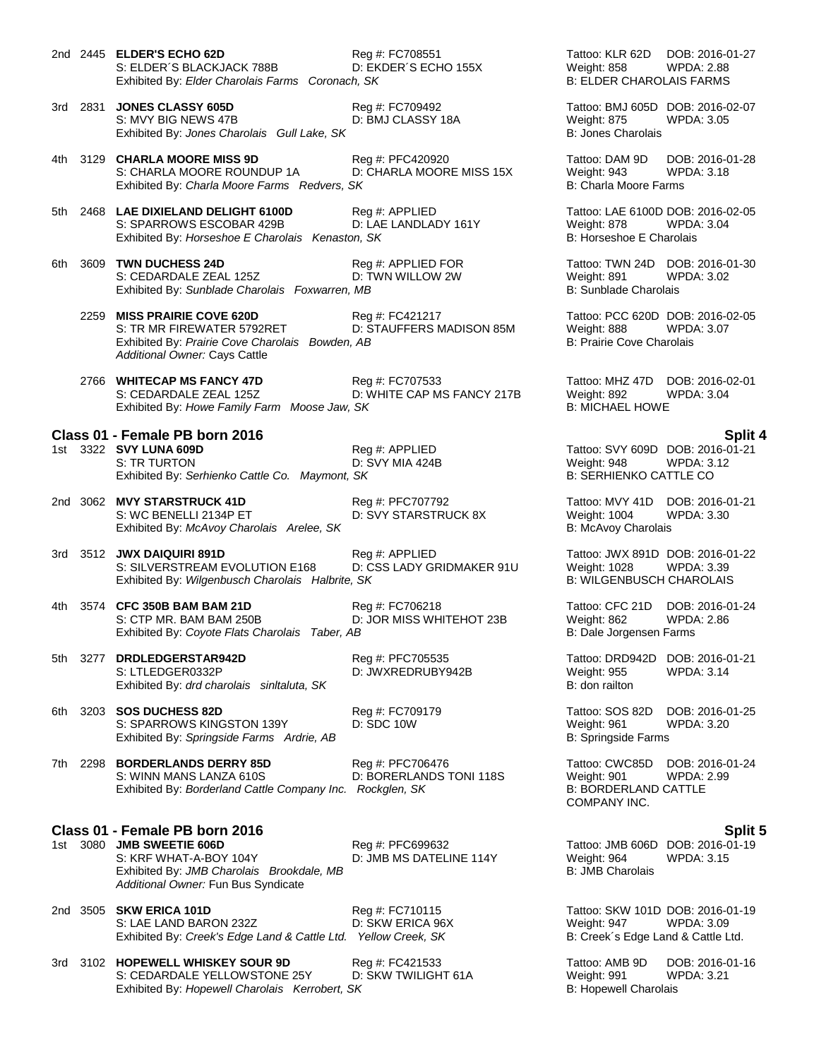2nd 2445 **ELDER'S ECHO 62D** Reg #: FC708551 Tattoo: KLR 62D DOB: 2016-01-27
S: ELDER´S BLACKJACK 788B D: EKDER´S ECHO 155X Weight: 858 WPDA: 2.88
Exhibited By: *Elder Charolais Farms Coronach, SK* B: ELDER CHAROLAIS FARMS

3rd 2831 **JONES CLASSY 605D** Reg #: FC709492 Tattoo: BMJ 605D DOB: 2016-02-07
S: MVY BIG NEWS 47B D: BMJ CLASSY 18A Weight: 875 WPDA: 3.05
Exhibited By: *Jones Charolais Gull Lake, SK* B: Jones Charolais

4th 3129 **CHARLA MOORE MISS 9D** Reg #: PFC420920 Tattoo: DAM 9D DOB: 2016-01-28
S: CHARLA MOORE ROUNDUP 1A D: CHARLA MOORE MISS 15X Weight: 943 WPDA: 3.18
Exhibited By: *Charla Moore Farms Redvers, SK* B: Charla Moore Farms

5th 2468 **LAE DIXIELAND DELIGHT 6100D** Reg #: APPLIED Tattoo: LAE 6100D DOB: 2016-02-05
S: SPARROWS ESCOBAR 429B D: LAE LANDLADY 161Y Weight: 878 WPDA: 3.04
Exhibited By: *Horseshoe E Charolais Kenaston, SK* B: Horseshoe E Charolais

6th 3609 **TWN DUCHESS 24D** Reg #: APPLIED FOR Tattoo: TWN 24D DOB: 2016-01-30
S: CEDARDALE ZEAL 125Z D: TWN WILLOW 2W Weight: 891 WPDA: 3.02
Exhibited By: *Sunblade Charolais Foxwarren, MB* B: Sunblade Charolais

2259 **MISS PRAIRIE COVE 620D** Reg #: FC421217 Tattoo: PCC 620D DOB: 2016-02-05
S: TR MR FIREWATER 5792RET D: STAUFFERS MADISON 85M Weight: 888 WPDA: 3.07
Exhibited By: *Prairie Cove Charolais Bowden, AB* B: Prairie Cove Charolais
*Additional Owner:* Cays Cattle

2766 **WHITECAP MS FANCY 47D** Reg #: FC707533 Tattoo: MHZ 47D DOB: 2016-02-01
S: CEDARDALE ZEAL 125Z D: WHITE CAP MS FANCY 217B Weight: 892 WPDA: 3.04
Exhibited By: *Howe Family Farm Moose Jaw, SK* B: MICHAEL HOWE

## Class 01 - Female PB born 2016 — Split 4

1st 3322 **SVY LUNA 609D** Reg #: APPLIED Tattoo: SVY 609D DOB: 2016-01-21
S: TR TURTON D: SVY MIA 424B Weight: 948 WPDA: 3.12
Exhibited By: *Serhienko Cattle Co. Maymont, SK* B: SERHIENKO CATTLE CO

2nd 3062 **MVY STARSTRUCK 41D** Reg #: PFC707792 Tattoo: MVY 41D DOB: 2016-01-21
S: WC BENELLI 2134P ET D: SVY STARSTRUCK 8X Weight: 1004 WPDA: 3.30
Exhibited By: *McAvoy Charolais Arelee, SK* B: McAvoy Charolais

3rd 3512 **JWX DAIQUIRI 891D** Reg #: APPLIED Tattoo: JWX 891D DOB: 2016-01-22
S: SILVERSTREAM EVOLUTION E168 D: CSS LADY GRIDMAKER 91U Weight: 1028 WPDA: 3.39
Exhibited By: *Wilgenbusch Charolais Halbrite, SK* B: WILGENBUSCH CHAROLAIS

4th 3574 **CFC 350B BAM BAM 21D** Reg #: FC706218 Tattoo: CFC 21D DOB: 2016-01-24
S: CTP MR. BAM BAM 250B D: JOR MISS WHITEHOT 23B Weight: 862 WPDA: 2.86
Exhibited By: *Coyote Flats Charolais Taber, AB* B: Dale Jorgensen Farms

5th 3277 **DRDLEDGERSTAR942D** Reg #: PFC705535 Tattoo: DRD942D DOB: 2016-01-21
S: LTLEDGER0332P D: JWXREDRUBY942B Weight: 955 WPDA: 3.14
Exhibited By: *drd charolais sinltaluta, SK* B: don railton

6th 3203 **SOS DUCHESS 82D** Reg #: FC709179 Tattoo: SOS 82D DOB: 2016-01-25
S: SPARROWS KINGSTON 139Y D: SDC 10W Weight: 961 WPDA: 3.20
Exhibited By: *Springside Farms Ardrie, AB* B: Springside Farms

7th 2298 **BORDERLANDS DERRY 85D** Reg #: PFC706476 Tattoo: CWC85D DOB: 2016-01-24
S: WINN MANS LANZA 610S D: BORERLANDS TONI 118S Weight: 901 WPDA: 2.99
Exhibited By: *Borderland Cattle Company Inc. Rockglen, SK* B: BORDERLAND CATTLE COMPANY INC.

## Class 01 - Female PB born 2016 — Split 5

1st 3080 **JMB SWEETIE 606D** Reg #: PFC699632 Tattoo: JMB 606D DOB: 2016-01-19
S: KRF WHAT-A-BOY 104Y D: JMB MS DATELINE 114Y Weight: 964 WPDA: 3.15
Exhibited By: *JMB Charolais Brookdale, MB* B: JMB Charolais
*Additional Owner:* Fun Bus Syndicate

2nd 3505 **SKW ERICA 101D** Reg #: FC710115 Tattoo: SKW 101D DOB: 2016-01-19
S: LAE LAND BARON 232Z D: SKW ERICA 96X Weight: 947 WPDA: 3.09
Exhibited By: *Creek's Edge Land & Cattle Ltd. Yellow Creek, SK* B: Creek´s Edge Land & Cattle Ltd.

3rd 3102 **HOPEWELL WHISKEY SOUR 9D** Reg #: FC421533 Tattoo: AMB 9D DOB: 2016-01-16
S: CEDARDALE YELLOWSTONE 25Y D: SKW TWILIGHT 61A Weight: 991 WPDA: 3.21
Exhibited By: *Hopewell Charolais Kerrobert, SK* B: Hopewell Charolais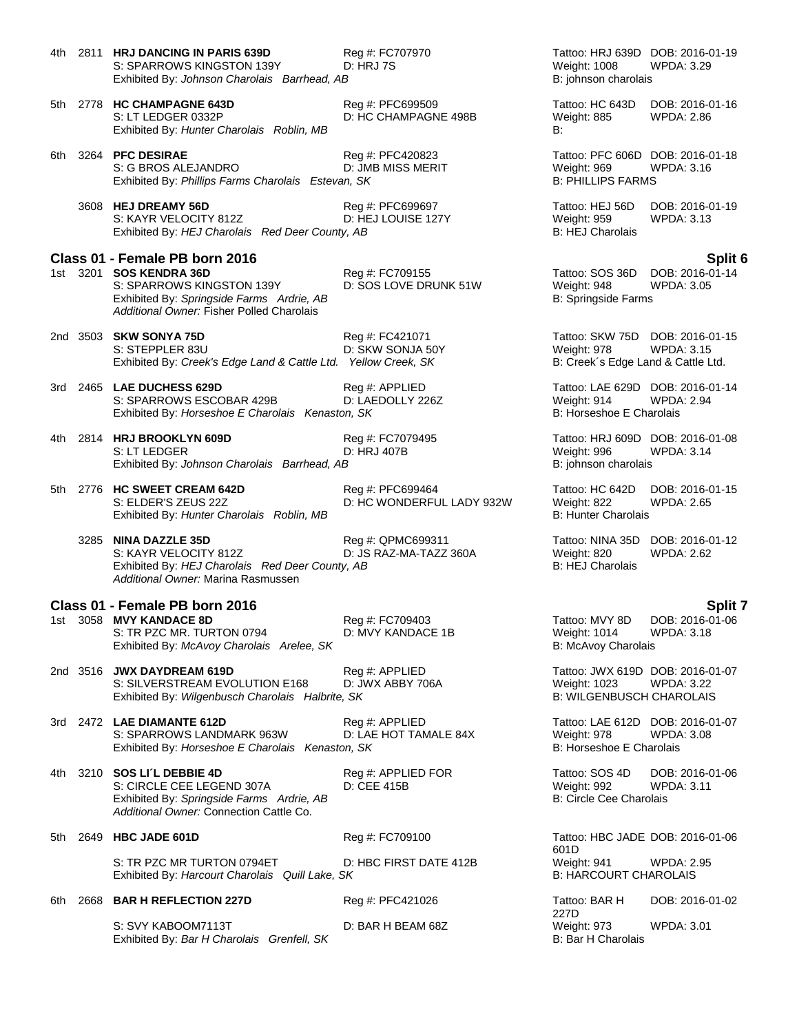4th 2811 **HRJ DANCING IN PARIS 639D** Reg #: FC707970 Tattoo: HRJ 639D DOB: 2016-01-19
S: SPARROWS KINGSTON 139Y D: HRJ 7S Weight: 1008 WPDA: 3.29
Exhibited By: *Johnson Charolais Barrhead, AB* B: johnson charolais

5th 2778 **HC CHAMPAGNE 643D** Reg #: PFC699509 Tattoo: HC 643D DOB: 2016-01-16
S: LT LEDGER 0332P D: HC CHAMPAGNE 498B Weight: 885 WPDA: 2.86
Exhibited By: *Hunter Charolais Roblin, MB* B:

6th 3264 **PFC DESIRAE** Reg #: PFC420823 Tattoo: PFC 606D DOB: 2016-01-18
S: G BROS ALEJANDRO D: JMB MISS MERIT Weight: 969 WPDA: 3.16
Exhibited By: *Phillips Farms Charolais Estevan, SK* B: PHILLIPS FARMS

3608 **HEJ DREAMY 56D** Reg #: PFC699697 Tattoo: HEJ 56D DOB: 2016-01-19
S: KAYR VELOCITY 812Z D: HEJ LOUISE 127Y Weight: 959 WPDA: 3.13
Exhibited By: *HEJ Charolais Red Deer County, AB* B: HEJ Charolais

## Class 01 - Female PB born 2016 — Split 6

1st 3201 **SOS KENDRA 36D** Reg #: FC709155 Tattoo: SOS 36D DOB: 2016-01-14
S: SPARROWS KINGSTON 139Y D: SOS LOVE DRUNK 51W Weight: 948 WPDA: 3.05
Exhibited By: *Springside Farms Ardrie, AB* B: Springside Farms
*Additional Owner:* Fisher Polled Charolais

2nd 3503 **SKW SONYA 75D** Reg #: FC421071 Tattoo: SKW 75D DOB: 2016-01-15
S: STEPPLER 83U D: SKW SONJA 50Y Weight: 978 WPDA: 3.15
Exhibited By: *Creek's Edge Land & Cattle Ltd. Yellow Creek, SK* B: Creek´s Edge Land & Cattle Ltd.

3rd 2465 **LAE DUCHESS 629D** Reg #: APPLIED Tattoo: LAE 629D DOB: 2016-01-14
S: SPARROWS ESCOBAR 429B D: LAEDOLLY 226Z Weight: 914 WPDA: 2.94
Exhibited By: *Horseshoe E Charolais Kenaston, SK* B: Horseshoe E Charolais

4th 2814 **HRJ BROOKLYN 609D** Reg #: FC7079495 Tattoo: HRJ 609D DOB: 2016-01-08
S: LT LEDGER D: HRJ 407B Weight: 996 WPDA: 3.14
Exhibited By: *Johnson Charolais Barrhead, AB* B: johnson charolais

5th 2776 **HC SWEET CREAM 642D** Reg #: PFC699464 Tattoo: HC 642D DOB: 2016-01-15
S: ELDER'S ZEUS 22Z D: HC WONDERFUL LADY 932W Weight: 822 WPDA: 2.65
Exhibited By: *Hunter Charolais Roblin, MB* B: Hunter Charolais

3285 **NINA DAZZLE 35D** Reg #: QPMC699311 Tattoo: NINA 35D DOB: 2016-01-12
S: KAYR VELOCITY 812Z D: JS RAZ-MA-TAZZ 360A Weight: 820 WPDA: 2.62
Exhibited By: *HEJ Charolais Red Deer County, AB* B: HEJ Charolais
*Additional Owner:* Marina Rasmussen

## Class 01 - Female PB born 2016 — Split 7

1st 3058 **MVY KANDACE 8D** Reg #: FC709403 Tattoo: MVY 8D DOB: 2016-01-06
S: TR PZC MR. TURTON 0794 D: MVY KANDACE 1B Weight: 1014 WPDA: 3.18
Exhibited By: *McAvoy Charolais Arelee, SK* B: McAvoy Charolais

2nd 3516 **JWX DAYDREAM 619D** Reg #: APPLIED Tattoo: JWX 619D DOB: 2016-01-07
S: SILVERSTREAM EVOLUTION E168 D: JWX ABBY 706A Weight: 1023 WPDA: 3.22
Exhibited By: *Wilgenbusch Charolais Halbrite, SK* B: WILGENBUSCH CHAROLAIS

3rd 2472 **LAE DIAMANTE 612D** Reg #: APPLIED Tattoo: LAE 612D DOB: 2016-01-07
S: SPARROWS LANDMARK 963W D: LAE HOT TAMALE 84X Weight: 978 WPDA: 3.08
Exhibited By: *Horseshoe E Charolais Kenaston, SK* B: Horseshoe E Charolais

4th 3210 **SOS LI´L DEBBIE 4D** Reg #: APPLIED FOR Tattoo: SOS 4D DOB: 2016-01-06
S: CIRCLE CEE LEGEND 307A D: CEE 415B Weight: 992 WPDA: 3.11
Exhibited By: *Springside Farms Ardrie, AB* B: Circle Cee Charolais
*Additional Owner:* Connection Cattle Co.

5th 2649 **HBC JADE 601D** Reg #: FC709100 Tattoo: HBC JADE 601D DOB: 2016-01-06
S: TR PZC MR TURTON 0794ET D: HBC FIRST DATE 412B Weight: 941 WPDA: 2.95
Exhibited By: *Harcourt Charolais Quill Lake, SK* B: HARCOURT CHAROLAIS

6th 2668 **BAR H REFLECTION 227D** Reg #: PFC421026 Tattoo: BAR H 227D DOB: 2016-01-02
S: SVY KABOOM7113T D: BAR H BEAM 68Z Weight: 973 WPDA: 3.01
Exhibited By: *Bar H Charolais Grenfell, SK* B: Bar H Charolais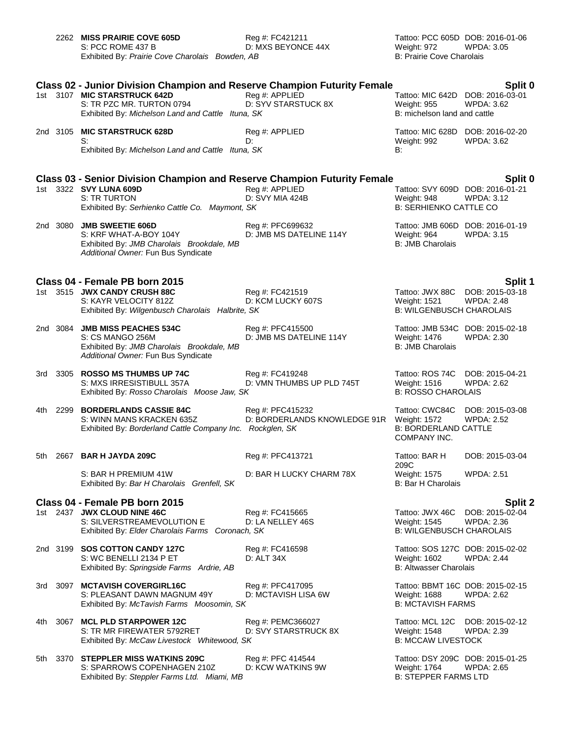2262 **MISS PRAIRIE COVE 605D** Reg #: FC421211 Tattoo: PCC 605D DOB: 2016-01-06
S: PCC ROME 437 B D: MXS BEYONCE 44X Weight: 972 WPDA: 3.05
Exhibited By: *Prairie Cove Charolais Bowden, AB* B: Prairie Cove Charolais

### Class 02 - Junior Division Champion and Reserve Champion Futurity Female — Split 0

1st 3107 **MIC STARSTRUCK 642D** Reg #: APPLIED Tattoo: MIC 642D DOB: 2016-03-01
S: TR PZC MR. TURTON 0794 D: SYV STARSTUCK 8X Weight: 955 WPDA: 3.62
Exhibited By: *Michelson Land and Cattle Ituna, SK* B: michelson land and cattle

2nd 3105 **MIC STARSTRUCK 628D** Reg #: APPLIED Tattoo: MIC 628D DOB: 2016-02-20
S: D: Weight: 992 WPDA: 3.62
Exhibited By: *Michelson Land and Cattle Ituna, SK* B:

### Class 03 - Senior Division Champion and Reserve Champion Futurity Female — Split 0

1st 3322 **SVY LUNA 609D** Reg #: APPLIED Tattoo: SVY 609D DOB: 2016-01-21
S: TR TURTON D: SVY MIA 424B Weight: 948 WPDA: 3.12
Exhibited By: *Serhienko Cattle Co. Maymont, SK* B: SERHIENKO CATTLE CO

2nd 3080 **JMB SWEETIE 606D** Reg #: PFC699632 Tattoo: JMB 606D DOB: 2016-01-19
S: KRF WHAT-A-BOY 104Y D: JMB MS DATELINE 114Y Weight: 964 WPDA: 3.15
Exhibited By: *JMB Charolais Brookdale, MB* B: JMB Charolais
*Additional Owner:* Fun Bus Syndicate

### Class 04 - Female PB born 2015 — Split 1

1st 3515 **JWX CANDY CRUSH 88C** Reg #: FC421519 Tattoo: JWX 88C DOB: 2015-03-18
S: KAYR VELOCITY 812Z D: KCM LUCKY 607S Weight: 1521 WPDA: 2.48
Exhibited By: *Wilgenbusch Charolais Halbrite, SK* B: WILGENBUSCH CHAROLAIS

2nd 3084 **JMB MISS PEACHES 534C** Reg #: PFC415500 Tattoo: JMB 534C DOB: 2015-02-18
S: CS MANGO 256M D: JMB MS DATELINE 114Y Weight: 1476 WPDA: 2.30
Exhibited By: *JMB Charolais Brookdale, MB* B: JMB Charolais
*Additional Owner:* Fun Bus Syndicate

3rd 3305 **ROSSO MS THUMBS UP 74C** Reg #: FC419248 Tattoo: ROS 74C DOB: 2015-04-21
S: MXS IRRESISTIBULL 357A D: VMN THUMBS UP PLD 745T Weight: 1516 WPDA: 2.62
Exhibited By: *Rosso Charolais Moose Jaw, SK* B: ROSSO CHAROLAIS

4th 2299 **BORDERLANDS CASSIE 84C** Reg #: PFC415232 Tattoo: CWC84C DOB: 2015-03-08
S: WINN MANS KRACKEN 635Z D: BORDERLANDS KNOWLEDGE 91R Weight: 1572 WPDA: 2.52
Exhibited By: *Borderland Cattle Company Inc. Rockglen, SK* B: BORDERLAND CATTLE COMPANY INC.

5th 2667 **BAR H JAYDA 209C** Reg #: PFC413721 Tattoo: BAR H 209C DOB: 2015-03-04
S: BAR H PREMIUM 41W D: BAR H LUCKY CHARM 78X Weight: 1575 WPDA: 2.51
Exhibited By: *Bar H Charolais Grenfell, SK* B: Bar H Charolais

### Class 04 - Female PB born 2015 — Split 2

1st 2437 **JWX CLOUD NINE 46C** Reg #: FC415665 Tattoo: JWX 46C DOB: 2015-02-04
S: SILVERSTREAMEVOLUTION E D: LA NELLEY 46S Weight: 1545 WPDA: 2.36
Exhibited By: *Elder Charolais Farms Coronach, SK* B: WILGENBUSCH CHAROLAIS

2nd 3199 **SOS COTTON CANDY 127C** Reg #: FC416598 Tattoo: SOS 127C DOB: 2015-02-02
S: WC BENELLI 2134 P ET D: ALT 34X Weight: 1602 WPDA: 2.44
Exhibited By: *Springside Farms Ardrie, AB* B: Altwasser Charolais

3rd 3097 **MCTAVISH COVERGIRL16C** Reg #: PFC417095 Tattoo: BBMT 16C DOB: 2015-02-15
S: PLEASANT DAWN MAGNUM 49Y D: MCTAVISH LISA 6W Weight: 1688 WPDA: 2.62
Exhibited By: *McTavish Farms Moosomin, SK* B: MCTAVISH FARMS

4th 3067 **MCL PLD STARPOWER 12C** Reg #: PEMC366027 Tattoo: MCL 12C DOB: 2015-02-12
S: TR MR FIREWATER 5792RET D: SVY STARSTRUCK 8X Weight: 1548 WPDA: 2.39
Exhibited By: *McCaw Livestock Whitewood, SK* B: MCCAW LIVESTOCK

5th 3370 **STEPPLER MISS WATKINS 209C** Reg #: PFC 414544 Tattoo: DSY 209C DOB: 2015-01-25
S: SPARROWS COPENHAGEN 210Z D: KCW WATKINS 9W Weight: 1764 WPDA: 2.65
Exhibited By: *Steppler Farms Ltd. Miami, MB* B: STEPPER FARMS LTD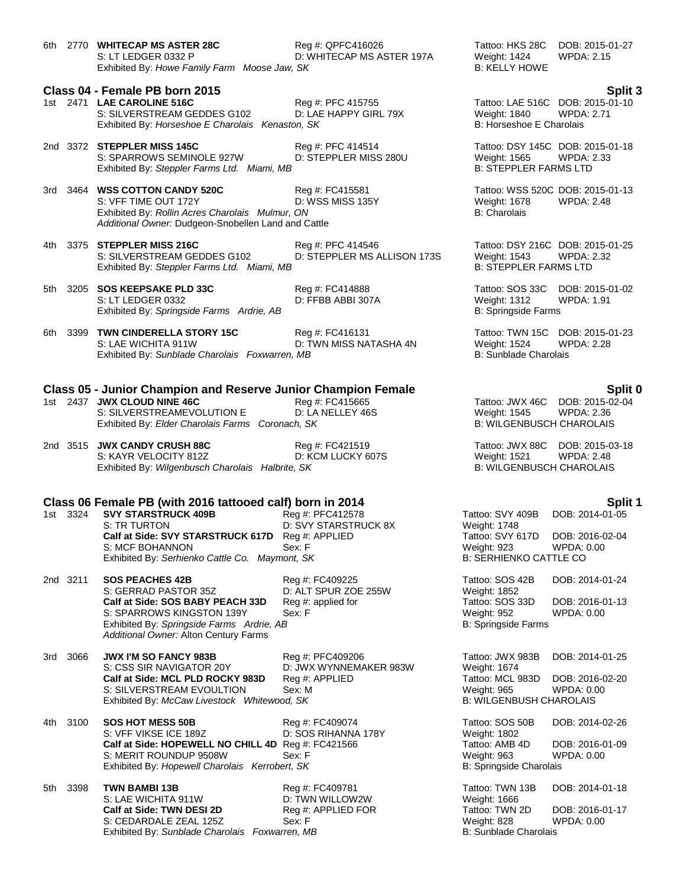6th 2770 **WHITECAP MS ASTER 28C** Reg #: QPFC416026 Tattoo: HKS 28C DOB: 2015-01-27
S: LT LEDGER 0332 P D: WHITECAP MS ASTER 197A Weight: 1424 WPDA: 2.15
Exhibited By: *Howe Family Farm Moose Jaw, SK* B: KELLY HOWE

## Class 04 - Female PB born 2015 — Split 3

1st 2471 **LAE CAROLINE 516C** Reg #: PFC 415755 Tattoo: LAE 516C DOB: 2015-01-10
S: SILVERSTREAM GEDDES G102 D: LAE HAPPY GIRL 79X Weight: 1840 WPDA: 2.71
Exhibited By: *Horseshoe E Charolais Kenaston, SK* B: Horseshoe E Charolais

2nd 3372 **STEPPLER MISS 145C** Reg #: PFC 414514 Tattoo: DSY 145C DOB: 2015-01-18
S: SPARROWS SEMINOLE 927W D: STEPPLER MISS 280U Weight: 1565 WPDA: 2.33
Exhibited By: *Steppler Farms Ltd. Miami, MB* B: STEPPLER FARMS LTD

3rd 3464 **WSS COTTON CANDY 520C** Reg #: FC415581 Tattoo: WSS 520C DOB: 2015-01-13
S: VFF TIME OUT 172Y D: WSS MISS 135Y Weight: 1678 WPDA: 2.48
Exhibited By: *Rollin Acres Charolais Mulmur, ON* B: Charolais
*Additional Owner:* Dudgeon-Snobellen Land and Cattle

4th 3375 **STEPPLER MISS 216C** Reg #: PFC 414546 Tattoo: DSY 216C DOB: 2015-01-25
S: SILVERSTREAM GEDDES G102 D: STEPPLER MS ALLISON 173S Weight: 1543 WPDA: 2.32
Exhibited By: *Steppler Farms Ltd. Miami, MB* B: STEPPLER FARMS LTD

5th 3205 **SOS KEEPSAKE PLD 33C** Reg #: FC414888 Tattoo: SOS 33C DOB: 2015-01-02
S: LT LEDGER 0332 D: FFBB ABBI 307A Weight: 1312 WPDA: 1.91
Exhibited By: *Springside Farms Ardrie, AB* B: Springside Farms

6th 3399 **TWN CINDERELLA STORY 15C** Reg #: FC416131 Tattoo: TWN 15C DOB: 2015-01-23
S: LAE WICHITA 911W D: TWN MISS NATASHA 4N Weight: 1524 WPDA: 2.28
Exhibited By: *Sunblade Charolais Foxwarren, MB* B: Sunblade Charolais

## Class 05 - Junior Champion and Reserve Junior Champion Female — Split 0

1st 2437 **JWX CLOUD NINE 46C** Reg #: FC415665 Tattoo: JWX 46C DOB: 2015-02-04
S: SILVERSTREAMEVOLUTION E D: LA NELLEY 46S Weight: 1545 WPDA: 2.36
Exhibited By: *Elder Charolais Farms Coronach, SK* B: WILGENBUSCH CHAROLAIS

2nd 3515 **JWX CANDY CRUSH 88C** Reg #: FC421519 Tattoo: JWX 88C DOB: 2015-03-18
S: KAYR VELOCITY 812Z D: KCM LUCKY 607S Weight: 1521 WPDA: 2.48
Exhibited By: *Wilgenbusch Charolais Halbrite, SK* B: WILGENBUSCH CHAROLAIS

## Class 06 Female PB (with 2016 tattooed calf) born in 2014 — Split 1

1st 3324 **SVY STARSTRUCK 409B** Reg #: PFC412578 Tattoo: SVY 409B DOB: 2014-01-05
S: TR TURTON D: SVY STARSTRUCK 8X Weight: 1748
**Calf at Side: SVY STARSTRUCK 617D** Reg #: APPLIED Tattoo: SVY 617D DOB: 2016-02-04
S: MCF BOHANNON Sex: F Weight: 923 WPDA: 0.00
Exhibited By: *Serhienko Cattle Co. Maymont, SK* B: SERHIENKO CATTLE CO

2nd 3211 **SOS PEACHES 42B** Reg #: FC409225 Tattoo: SOS 42B DOB: 2014-01-24
S: GERRAD PASTOR 35Z D: ALT SPUR ZOE 255W Weight: 1852
**Calf at Side: SOS BABY PEACH 33D** Reg #: applied for Tattoo: SOS 33D DOB: 2016-01-13
S: SPARROWS KINGSTON 139Y Sex: F Weight: 952 WPDA: 0.00
Exhibited By: *Springside Farms Ardrie, AB* B: Springside Farms
*Additional Owner:* Alton Century Farms

3rd 3066 **JWX I'M SO FANCY 983B** Reg #: PFC409206 Tattoo: JWX 983B DOB: 2014-01-25
S: CSS SIR NAVIGATOR 20Y D: JWX WYNNEMAKER 983W Weight: 1674
**Calf at Side: MCL PLD ROCKY 983D** Reg #: APPLIED Tattoo: MCL 983D DOB: 2016-02-20
S: SILVERSTREAM EVOULTION Sex: M Weight: 965 WPDA: 0.00
Exhibited By: *McCaw Livestock Whitewood, SK* B: WILGENBUSH CHAROLAIS

4th 3100 **SOS HOT MESS 50B** Reg #: FC409074 Tattoo: SOS 50B DOB: 2014-02-26
S: VFF VIKSE ICE 189Z D: SOS RIHANNA 178Y Weight: 1802
**Calf at Side: HOPEWELL NO CHILL 4D** Reg #: FC421566 Tattoo: AMB 4D DOB: 2016-01-09
S: MERIT ROUNDUP 9508W Sex: F Weight: 963 WPDA: 0.00
Exhibited By: *Hopewell Charolais Kerrobert, SK* B: Springside Charolais

5th 3398 **TWN BAMBI 13B** Reg #: FC409781 Tattoo: TWN 13B DOB: 2014-01-18
S: LAE WICHITA 911W D: TWN WILLOW2W Weight: 1666
**Calf at Side: TWN DESI 2D** Reg #: APPLIED FOR Tattoo: TWN 2D DOB: 2016-01-17
S: CEDARDALE ZEAL 125Z Sex: F Weight: 828 WPDA: 0.00
Exhibited By: *Sunblade Charolais Foxwarren, MB* B: Sunblade Charolais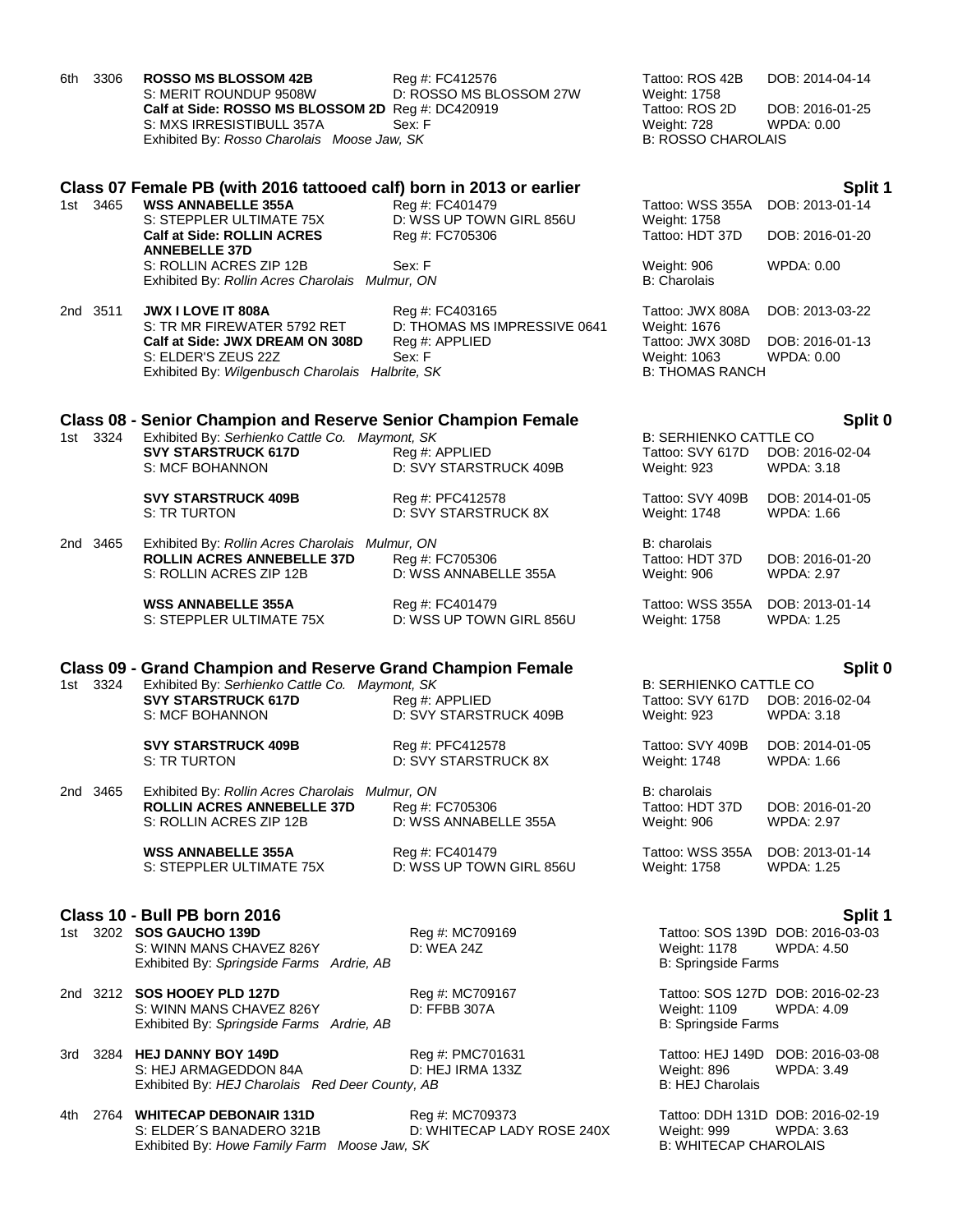6th 3306 **ROSSO MS BLOSSOM 42B** Reg #: FC412576 Tattoo: ROS 42B DOB: 2014-04-14
S: MERIT ROUNDUP 9508W D: ROSSO MS BLOSSOM 27W Weight: 1758
**Calf at Side: ROSSO MS BLOSSOM 2D** Reg #: DC420919 Tattoo: ROS 2D DOB: 2016-01-25
S: MXS IRRESISTIBULL 357A Sex: F Weight: 728 WPDA: 0.00
Exhibited By: *Rosso Charolais Moose Jaw, SK* B: ROSSO CHAROLAIS

### Class 07 Female PB (with 2016 tattooed calf) born in 2013 or earlier — Split 1

1st 3465 **WSS ANNABELLE 355A** Reg #: FC401479 Tattoo: WSS 355A DOB: 2013-01-14
S: STEPPLER ULTIMATE 75X D: WSS UP TOWN GIRL 856U Weight: 1758
**Calf at Side: ROLLIN ACRES ANNEBELLE 37D** Reg #: FC705306 Tattoo: HDT 37D DOB: 2016-01-20
S: ROLLIN ACRES ZIP 12B Sex: F Weight: 906 WPDA: 0.00
Exhibited By: *Rollin Acres Charolais Mulmur, ON* B: Charolais

2nd 3511 **JWX I LOVE IT 808A** Reg #: FC403165 Tattoo: JWX 808A DOB: 2013-03-22
S: TR MR FIREWATER 5792 RET D: THOMAS MS IMPRESSIVE 0641 Weight: 1676
**Calf at Side: JWX DREAM ON 308D** Reg #: APPLIED Tattoo: JWX 308D DOB: 2016-01-13
S: ELDER'S ZEUS 22Z Sex: F Weight: 1063 WPDA: 0.00
Exhibited By: *Wilgenbusch Charolais Halbrite, SK* B: THOMAS RANCH

### Class 08 - Senior Champion and Reserve Senior Champion Female — Split 0

1st 3324 Exhibited By: *Serhienko Cattle Co. Maymont, SK* B: SERHIENKO CATTLE CO
**SVY STARSTRUCK 617D** Reg #: APPLIED Tattoo: SVY 617D DOB: 2016-02-04
S: MCF BOHANNON D: SVY STARSTRUCK 409B Weight: 923 WPDA: 3.18

**SVY STARSTRUCK 409B** Reg #: PFC412578 Tattoo: SVY 409B DOB: 2014-01-05
S: TR TURTON D: SVY STARSTRUCK 8X Weight: 1748 WPDA: 1.66

2nd 3465 Exhibited By: *Rollin Acres Charolais Mulmur, ON* B: charolais
**ROLLIN ACRES ANNEBELLE 37D** Reg #: FC705306 Tattoo: HDT 37D DOB: 2016-01-20
S: ROLLIN ACRES ZIP 12B D: WSS ANNABELLE 355A Weight: 906 WPDA: 2.97

**WSS ANNABELLE 355A** Reg #: FC401479 Tattoo: WSS 355A DOB: 2013-01-14
S: STEPPLER ULTIMATE 75X D: WSS UP TOWN GIRL 856U Weight: 1758 WPDA: 1.25

### Class 09 - Grand Champion and Reserve Grand Champion Female — Split 0

1st 3324 Exhibited By: *Serhienko Cattle Co. Maymont, SK* B: SERHIENKO CATTLE CO
**SVY STARSTRUCK 617D** Reg #: APPLIED Tattoo: SVY 617D DOB: 2016-02-04
S: MCF BOHANNON D: SVY STARSTRUCK 409B Weight: 923 WPDA: 3.18

**SVY STARSTRUCK 409B** Reg #: PFC412578 Tattoo: SVY 409B DOB: 2014-01-05
S: TR TURTON D: SVY STARSTRUCK 8X Weight: 1748 WPDA: 1.66

2nd 3465 Exhibited By: *Rollin Acres Charolais Mulmur, ON* B: charolais
**ROLLIN ACRES ANNEBELLE 37D** Reg #: FC705306 Tattoo: HDT 37D DOB: 2016-01-20
S: ROLLIN ACRES ZIP 12B D: WSS ANNABELLE 355A Weight: 906 WPDA: 2.97

**WSS ANNABELLE 355A** Reg #: FC401479 Tattoo: WSS 355A DOB: 2013-01-14
S: STEPPLER ULTIMATE 75X D: WSS UP TOWN GIRL 856U Weight: 1758 WPDA: 1.25

### Class 10 - Bull PB born 2016 — Split 1

1st 3202 **SOS GAUCHO 139D** Reg #: MC709169 Tattoo: SOS 139D DOB: 2016-03-03
S: WINN MANS CHAVEZ 826Y D: WEA 24Z Weight: 1178 WPDA: 4.50
Exhibited By: *Springside Farms Ardrie, AB* B: Springside Farms

2nd 3212 **SOS HOOEY PLD 127D** Reg #: MC709167 Tattoo: SOS 127D DOB: 2016-02-23
S: WINN MANS CHAVEZ 826Y D: FFBB 307A Weight: 1109 WPDA: 4.09
Exhibited By: *Springside Farms Ardrie, AB* B: Springside Farms

3rd 3284 **HEJ DANNY BOY 149D** Reg #: PMC701631 Tattoo: HEJ 149D DOB: 2016-03-08
S: HEJ ARMAGEDDON 84A D: HEJ IRMA 133Z Weight: 896 WPDA: 3.49
Exhibited By: *HEJ Charolais Red Deer County, AB* B: HEJ Charolais

4th 2764 **WHITECAP DEBONAIR 131D** Reg #: MC709373 Tattoo: DDH 131D DOB: 2016-02-19
S: ELDER´S BANADERO 321B D: WHITECAP LADY ROSE 240X Weight: 999 WPDA: 3.63
Exhibited By: *Howe Family Farm Moose Jaw, SK* B: WHITECAP CHAROLAIS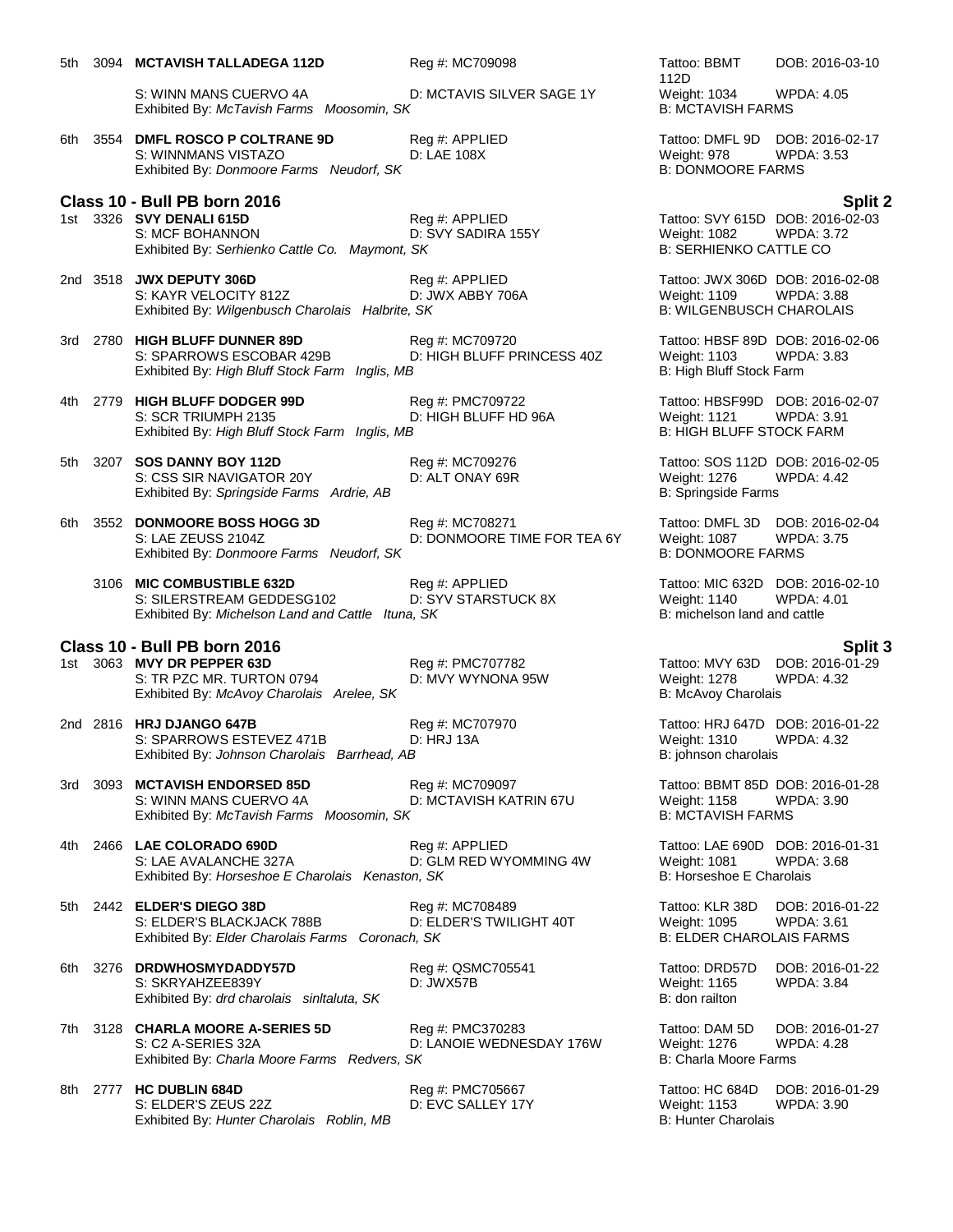5th 3094 **MCTAVISH TALLADEGA 112D** Reg #: MC709098 Tattoo: BBMT 112D DOB: 2016-03-10
S: WINN MANS CUERVO 4A D: MCTAVIS SILVER SAGE 1Y Weight: 1034 WPDA: 4.05
Exhibited By: *McTavish Farms Moosomin, SK* B: MCTAVISH FARMS

6th 3554 **DMFL ROSCO P COLTRANE 9D** Reg #: APPLIED Tattoo: DMFL 9D DOB: 2016-02-17
S: WINNMANS VISTAZO D: LAE 108X Weight: 978 WPDA: 3.53
Exhibited By: *Donmoore Farms Neudorf, SK* B: DONMOORE FARMS

## Class 10 - Bull PB born 2016 — Split 2

1st 3326 **SVY DENALI 615D** Reg #: APPLIED Tattoo: SVY 615D DOB: 2016-02-03
S: MCF BOHANNON D: SVY SADIRA 155Y Weight: 1082 WPDA: 3.72
Exhibited By: *Serhienko Cattle Co. Maymont, SK* B: SERHIENKO CATTLE CO

2nd 3518 **JWX DEPUTY 306D** Reg #: APPLIED Tattoo: JWX 306D DOB: 2016-02-08
S: KAYR VELOCITY 812Z D: JWX ABBY 706A Weight: 1109 WPDA: 3.88
Exhibited By: *Wilgenbusch Charolais Halbrite, SK* B: WILGENBUSCH CHAROLAIS

3rd 2780 **HIGH BLUFF DUNNER 89D** Reg #: MC709720 Tattoo: HBSF 89D DOB: 2016-02-06
S: SPARROWS ESCOBAR 429B D: HIGH BLUFF PRINCESS 40Z Weight: 1103 WPDA: 3.83
Exhibited By: *High Bluff Stock Farm Inglis, MB* B: High Bluff Stock Farm

4th 2779 **HIGH BLUFF DODGER 99D** Reg #: PMC709722 Tattoo: HBSF99D DOB: 2016-02-07
S: SCR TRIUMPH 2135 D: HIGH BLUFF HD 96A Weight: 1121 WPDA: 3.91
Exhibited By: *High Bluff Stock Farm Inglis, MB* B: HIGH BLUFF STOCK FARM

5th 3207 **SOS DANNY BOY 112D** Reg #: MC709276 Tattoo: SOS 112D DOB: 2016-02-05
S: CSS SIR NAVIGATOR 20Y D: ALT ONAY 69R Weight: 1276 WPDA: 4.42
Exhibited By: *Springside Farms Ardrie, AB* B: Springside Farms

6th 3552 **DONMOORE BOSS HOGG 3D** Reg #: MC708271 Tattoo: DMFL 3D DOB: 2016-02-04
S: LAE ZEUSS 2104Z D: DONMOORE TIME FOR TEA 6Y Weight: 1087 WPDA: 3.75
Exhibited By: *Donmoore Farms Neudorf, SK* B: DONMOORE FARMS

3106 **MIC COMBUSTIBLE 632D** Reg #: APPLIED Tattoo: MIC 632D DOB: 2016-02-10
S: SILERSTREAM GEDDESG102 D: SYV STARSTUCK 8X Weight: 1140 WPDA: 4.01
Exhibited By: *Michelson Land and Cattle Ituna, SK* B: michelson land and cattle

## Class 10 - Bull PB born 2016 — Split 3

1st 3063 **MVY DR PEPPER 63D** Reg #: PMC707782 Tattoo: MVY 63D DOB: 2016-01-29
S: TR PZC MR. TURTON 0794 D: MVY WYNONA 95W Weight: 1278 WPDA: 4.32
Exhibited By: *McAvoy Charolais Arelee, SK* B: McAvoy Charolais

2nd 2816 **HRJ DJANGO 647B** Reg #: MC707970 Tattoo: HRJ 647D DOB: 2016-01-22
S: SPARROWS ESTEVEZ 471B D: HRJ 13A Weight: 1310 WPDA: 4.32
Exhibited By: *Johnson Charolais Barrhead, AB* B: johnson charolais

3rd 3093 **MCTAVISH ENDORSED 85D** Reg #: MC709097 Tattoo: BBMT 85D DOB: 2016-01-28
S: WINN MANS CUERVO 4A D: MCTAVISH KATRIN 67U Weight: 1158 WPDA: 3.90
Exhibited By: *McTavish Farms Moosomin, SK* B: MCTAVISH FARMS

4th 2466 **LAE COLORADO 690D** Reg #: APPLIED Tattoo: LAE 690D DOB: 2016-01-31
S: LAE AVALANCHE 327A D: GLM RED WYOMMING 4W Weight: 1081 WPDA: 3.68
Exhibited By: *Horseshoe E Charolais Kenaston, SK* B: Horseshoe E Charolais

5th 2442 **ELDER'S DIEGO 38D** Reg #: MC708489 Tattoo: KLR 38D DOB: 2016-01-22
S: ELDER'S BLACKJACK 788B D: ELDER'S TWILIGHT 40T Weight: 1095 WPDA: 3.61
Exhibited By: *Elder Charolais Farms Coronach, SK* B: ELDER CHAROLAIS FARMS

6th 3276 **DRDWHOSMYDADDY57D** Reg #: QSMC705541 Tattoo: DRD57D DOB: 2016-01-22
S: SKRYAHZEE839Y D: JWX57B Weight: 1165 WPDA: 3.84
Exhibited By: *drd charolais sinltaluta, SK* B: don railton

7th 3128 **CHARLA MOORE A-SERIES 5D** Reg #: PMC370283 Tattoo: DAM 5D DOB: 2016-01-27
S: C2 A-SERIES 32A D: LANOIE WEDNESDAY 176W Weight: 1276 WPDA: 4.28
Exhibited By: *Charla Moore Farms Redvers, SK* B: Charla Moore Farms

8th 2777 **HC DUBLIN 684D** Reg #: PMC705667 Tattoo: HC 684D DOB: 2016-01-29
S: ELDER'S ZEUS 22Z D: EVC SALLEY 17Y Weight: 1153 WPDA: 3.90
Exhibited By: *Hunter Charolais Roblin, MB* B: Hunter Charolais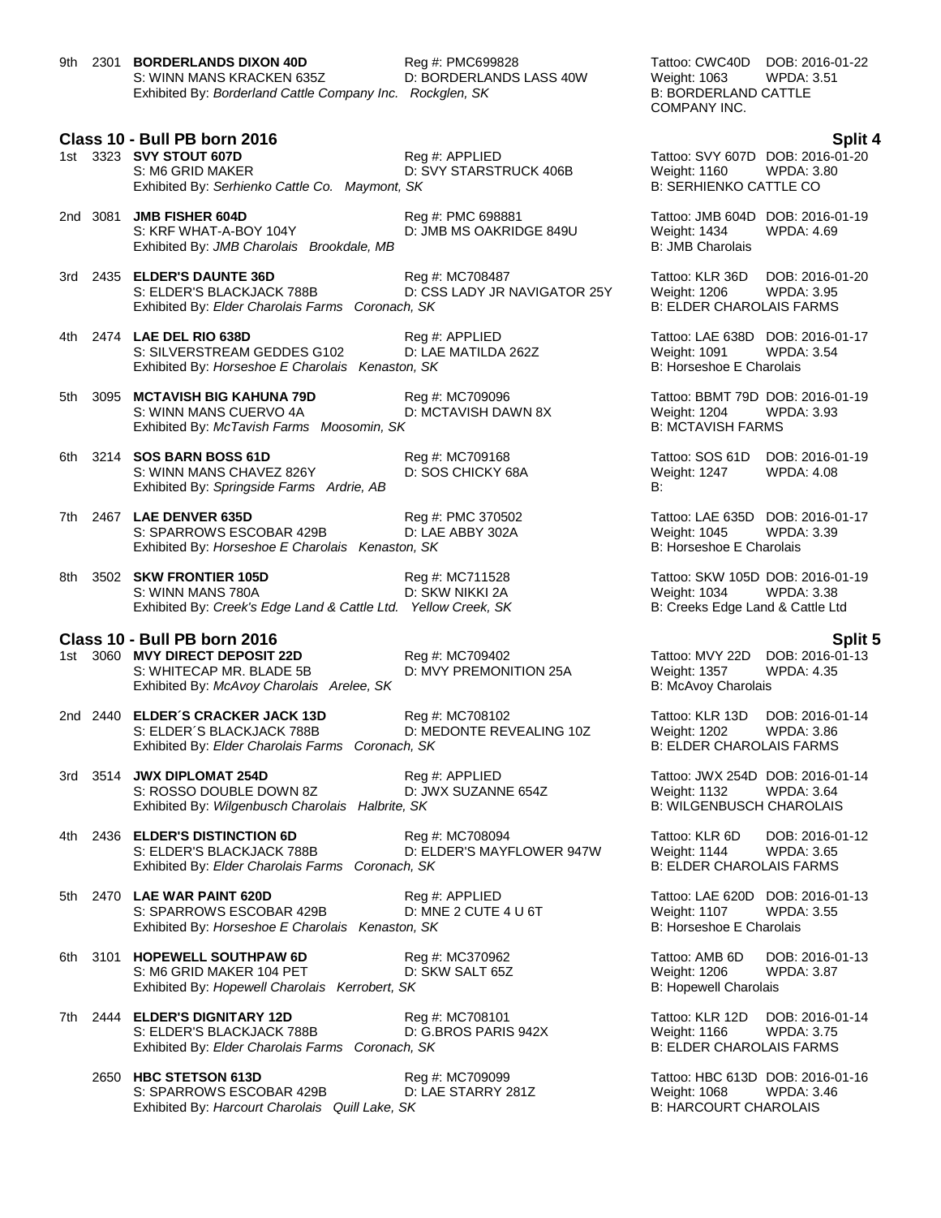9th 2301 **BORDERLANDS DIXON 40D** Reg #: PMC699828 Tattoo: CWC40D DOB: 2016-01-22
S: WINN MANS KRACKEN 635Z D: BORDERLANDS LASS 40W Weight: 1063 WPDA: 3.51
Exhibited By: *Borderland Cattle Company Inc. Rockglen, SK* B: BORDERLAND CATTLE COMPANY INC.

## Class 10 - Bull PB born 2016 — Split 4

1st 3323 **SVY STOUT 607D** Reg #: APPLIED Tattoo: SVY 607D DOB: 2016-01-20
S: M6 GRID MAKER D: SVY STARSTRUCK 406B Weight: 1160 WPDA: 3.80
Exhibited By: *Serhienko Cattle Co. Maymont, SK* B: SERHIENKO CATTLE CO

2nd 3081 **JMB FISHER 604D** Reg #: PMC 698881 Tattoo: JMB 604D DOB: 2016-01-19
S: KRF WHAT-A-BOY 104Y D: JMB MS OAKRIDGE 849U Weight: 1434 WPDA: 4.69
Exhibited By: *JMB Charolais Brookdale, MB* B: JMB Charolais

3rd 2435 **ELDER'S DAUNTE 36D** Reg #: MC708487 Tattoo: KLR 36D DOB: 2016-01-20
S: ELDER'S BLACKJACK 788B D: CSS LADY JR NAVIGATOR 25Y Weight: 1206 WPDA: 3.95
Exhibited By: *Elder Charolais Farms Coronach, SK* B: ELDER CHAROLAIS FARMS

4th 2474 **LAE DEL RIO 638D** Reg #: APPLIED Tattoo: LAE 638D DOB: 2016-01-17
S: SILVERSTREAM GEDDES G102 D: LAE MATILDA 262Z Weight: 1091 WPDA: 3.54
Exhibited By: *Horseshoe E Charolais Kenaston, SK* B: Horseshoe E Charolais

5th 3095 **MCTAVISH BIG KAHUNA 79D** Reg #: MC709096 Tattoo: BBMT 79D DOB: 2016-01-19
S: WINN MANS CUERVO 4A D: MCTAVISH DAWN 8X Weight: 1204 WPDA: 3.93
Exhibited By: *McTavish Farms Moosomin, SK* B: MCTAVISH FARMS

6th 3214 **SOS BARN BOSS 61D** Reg #: MC709168 Tattoo: SOS 61D DOB: 2016-01-19
S: WINN MANS CHAVEZ 826Y D: SOS CHICKY 68A Weight: 1247 WPDA: 4.08
Exhibited By: *Springside Farms Ardrie, AB* B:

7th 2467 **LAE DENVER 635D** Reg #: PMC 370502 Tattoo: LAE 635D DOB: 2016-01-17
S: SPARROWS ESCOBAR 429B D: LAE ABBY 302A Weight: 1045 WPDA: 3.39
Exhibited By: *Horseshoe E Charolais Kenaston, SK* B: Horseshoe E Charolais

8th 3502 **SKW FRONTIER 105D** Reg #: MC711528 Tattoo: SKW 105D DOB: 2016-01-19
S: WINN MANS 780A D: SKW NIKKI 2A Weight: 1034 WPDA: 3.38
Exhibited By: *Creek's Edge Land & Cattle Ltd. Yellow Creek, SK* B: Creeks Edge Land & Cattle Ltd

## Class 10 - Bull PB born 2016 — Split 5

1st 3060 **MVY DIRECT DEPOSIT 22D** Reg #: MC709402 Tattoo: MVY 22D DOB: 2016-01-13
S: WHITECAP MR. BLADE 5B D: MVY PREMONITION 25A Weight: 1357 WPDA: 4.35
Exhibited By: *McAvoy Charolais Arelee, SK* B: McAvoy Charolais

2nd 2440 **ELDER´S CRACKER JACK 13D** Reg #: MC708102 Tattoo: KLR 13D DOB: 2016-01-14
S: ELDER´S BLACKJACK 788B D: MEDONTE REVEALING 10Z Weight: 1202 WPDA: 3.86
Exhibited By: *Elder Charolais Farms Coronach, SK* B: ELDER CHAROLAIS FARMS

3rd 3514 **JWX DIPLOMAT 254D** Reg #: APPLIED Tattoo: JWX 254D DOB: 2016-01-14
S: ROSSO DOUBLE DOWN 8Z D: JWX SUZANNE 654Z Weight: 1132 WPDA: 3.64
Exhibited By: *Wilgenbusch Charolais Halbrite, SK* B: WILGENBUSCH CHAROLAIS

4th 2436 **ELDER'S DISTINCTION 6D** Reg #: MC708094 Tattoo: KLR 6D DOB: 2016-01-12
S: ELDER'S BLACKJACK 788B D: ELDER'S MAYFLOWER 947W Weight: 1144 WPDA: 3.65
Exhibited By: *Elder Charolais Farms Coronach, SK* B: ELDER CHAROLAIS FARMS

5th 2470 **LAE WAR PAINT 620D** Reg #: APPLIED Tattoo: LAE 620D DOB: 2016-01-13
S: SPARROWS ESCOBAR 429B D: MNE 2 CUTE 4 U 6T Weight: 1107 WPDA: 3.55
Exhibited By: *Horseshoe E Charolais Kenaston, SK* B: Horseshoe E Charolais

6th 3101 **HOPEWELL SOUTHPAW 6D** Reg #: MC370962 Tattoo: AMB 6D DOB: 2016-01-13
S: M6 GRID MAKER 104 PET D: SKW SALT 65Z Weight: 1206 WPDA: 3.87
Exhibited By: *Hopewell Charolais Kerrobert, SK* B: Hopewell Charolais

7th 2444 **ELDER'S DIGNITARY 12D** Reg #: MC708101 Tattoo: KLR 12D DOB: 2016-01-14
S: ELDER'S BLACKJACK 788B D: G.BROS PARIS 942X Weight: 1166 WPDA: 3.75
Exhibited By: *Elder Charolais Farms Coronach, SK* B: ELDER CHAROLAIS FARMS

2650 **HBC STETSON 613D** Reg #: MC709099 Tattoo: HBC 613D DOB: 2016-01-16
S: SPARROWS ESCOBAR 429B D: LAE STARRY 281Z Weight: 1068 WPDA: 3.46
Exhibited By: *Harcourt Charolais Quill Lake, SK* B: HARCOURT CHAROLAIS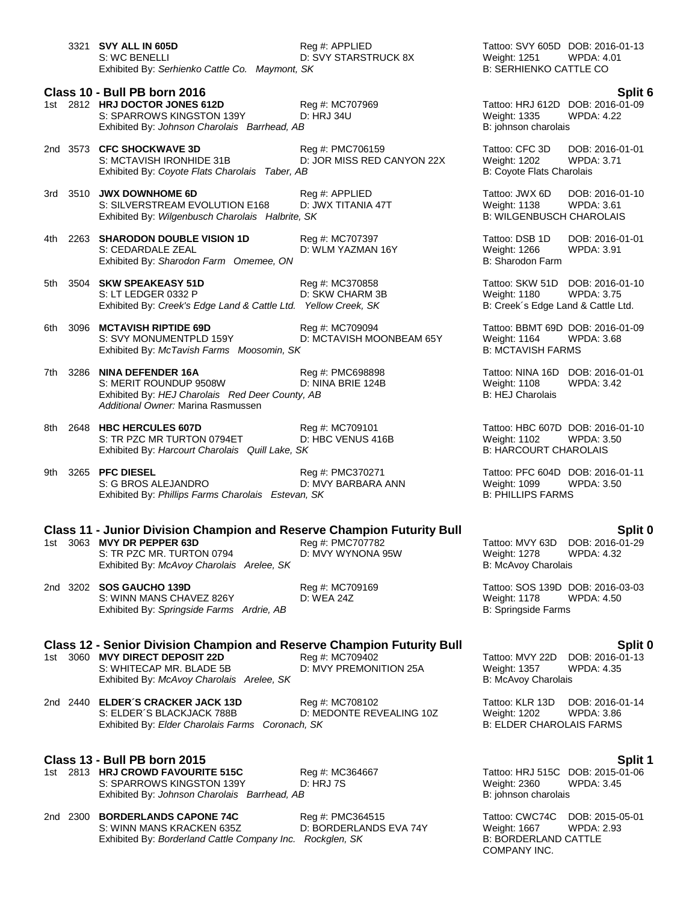3321 **SVY ALL IN 605D** Reg #: APPLIED Tattoo: SVY 605D DOB: 2016-01-13
S: WC BENELLI D: SVY STARSTRUCK 8X Weight: 1251 WPDA: 4.01
Exhibited By: *Serhienko Cattle Co. Maymont, SK* B: SERHIENKO CATTLE CO

### Class 10 - Bull PB born 2016 — Split 6

1st 2812 **HRJ DOCTOR JONES 612D** Reg #: MC707969 Tattoo: HRJ 612D DOB: 2016-01-09
S: SPARROWS KINGSTON 139Y D: HRJ 34U Weight: 1335 WPDA: 4.22
Exhibited By: *Johnson Charolais Barrhead, AB* B: johnson charolais

2nd 3573 **CFC SHOCKWAVE 3D** Reg #: PMC706159 Tattoo: CFC 3D DOB: 2016-01-01
S: MCTAVISH IRONHIDE 31B D: JOR MISS RED CANYON 22X Weight: 1202 WPDA: 3.71
Exhibited By: *Coyote Flats Charolais Taber, AB* B: Coyote Flats Charolais

3rd 3510 **JWX DOWNHOME 6D** Reg #: APPLIED Tattoo: JWX 6D DOB: 2016-01-10
S: SILVERSTREAM EVOLUTION E168 D: JWX TITANIA 47T Weight: 1138 WPDA: 3.61
Exhibited By: *Wilgenbusch Charolais Halbrite, SK* B: WILGENBUSCH CHAROLAIS

4th 2263 **SHARODON DOUBLE VISION 1D** Reg #: MC707397 Tattoo: DSB 1D DOB: 2016-01-01
S: CEDARDALE ZEAL D: WLM YAZMAN 16Y Weight: 1266 WPDA: 3.91
Exhibited By: *Sharodon Farm Omemee, ON* B: Sharodon Farm

5th 3504 **SKW SPEAKEASY 51D** Reg #: MC370858 Tattoo: SKW 51D DOB: 2016-01-10
S: LT LEDGER 0332 P D: SKW CHARM 3B Weight: 1180 WPDA: 3.75
Exhibited By: *Creek's Edge Land & Cattle Ltd. Yellow Creek, SK* B: Creek´s Edge Land & Cattle Ltd.

6th 3096 **MCTAVISH RIPTIDE 69D** Reg #: MC709094 Tattoo: BBMT 69D DOB: 2016-01-09
S: SVY MONUMENTPLD 159Y D: MCTAVISH MOONBEAM 65Y Weight: 1164 WPDA: 3.68
Exhibited By: *McTavish Farms Moosomin, SK* B: MCTAVISH FARMS

7th 3286 **NINA DEFENDER 16A** Reg #: PMC698898 Tattoo: NINA 16D DOB: 2016-01-01
S: MERIT ROUNDUP 9508W D: NINA BRIE 124B Weight: 1108 WPDA: 3.42
Exhibited By: *HEJ Charolais Red Deer County, AB* B: HEJ Charolais
*Additional Owner:* Marina Rasmussen

8th 2648 **HBC HERCULES 607D** Reg #: MC709101 Tattoo: HBC 607D DOB: 2016-01-10
S: TR PZC MR TURTON 0794ET D: HBC VENUS 416B Weight: 1102 WPDA: 3.50
Exhibited By: *Harcourt Charolais Quill Lake, SK* B: HARCOURT CHAROLAIS

9th 3265 **PFC DIESEL** Reg #: PMC370271 Tattoo: PFC 604D DOB: 2016-01-11
S: G BROS ALEJANDRO D: MVY BARBARA ANN Weight: 1099 WPDA: 3.50
Exhibited By: *Phillips Farms Charolais Estevan, SK* B: PHILLIPS FARMS

### Class 11 - Junior Division Champion and Reserve Champion Futurity Bull — Split 0

1st 3063 **MVY DR PEPPER 63D** Reg #: PMC707782 Tattoo: MVY 63D DOB: 2016-01-29
S: TR PZC MR. TURTON 0794 D: MVY WYNONA 95W Weight: 1278 WPDA: 4.32
Exhibited By: *McAvoy Charolais Arelee, SK* B: McAvoy Charolais

2nd 3202 **SOS GAUCHO 139D** Reg #: MC709169 Tattoo: SOS 139D DOB: 2016-03-03
S: WINN MANS CHAVEZ 826Y D: WEA 24Z Weight: 1178 WPDA: 4.50
Exhibited By: *Springside Farms Ardrie, AB* B: Springside Farms

### Class 12 - Senior Division Champion and Reserve Champion Futurity Bull — Split 0

1st 3060 **MVY DIRECT DEPOSIT 22D** Reg #: MC709402 Tattoo: MVY 22D DOB: 2016-01-13
S: WHITECAP MR. BLADE 5B D: MVY PREMONITION 25A Weight: 1357 WPDA: 4.35
Exhibited By: *McAvoy Charolais Arelee, SK* B: McAvoy Charolais

2nd 2440 **ELDER´S CRACKER JACK 13D** Reg #: MC708102 Tattoo: KLR 13D DOB: 2016-01-14
S: ELDER´S BLACKJACK 788B D: MEDONTE REVEALING 10Z Weight: 1202 WPDA: 3.86
Exhibited By: *Elder Charolais Farms Coronach, SK* B: ELDER CHAROLAIS FARMS

### Class 13 - Bull PB born 2015 — Split 1

1st 2813 **HRJ CROWD FAVOURITE 515C** Reg #: MC364667 Tattoo: HRJ 515C DOB: 2015-01-06
S: SPARROWS KINGSTON 139Y D: HRJ 7S Weight: 2360 WPDA: 3.45
Exhibited By: *Johnson Charolais Barrhead, AB* B: johnson charolais

2nd 2300 **BORDERLANDS CAPONE 74C** Reg #: PMC364515 Tattoo: CWC74C DOB: 2015-05-01
S: WINN MANS KRACKEN 635Z D: BORDERLANDS EVA 74Y Weight: 1667 WPDA: 2.93
Exhibited By: *Borderland Cattle Company Inc. Rockglen, SK* B: BORDERLAND CATTLE COMPANY INC.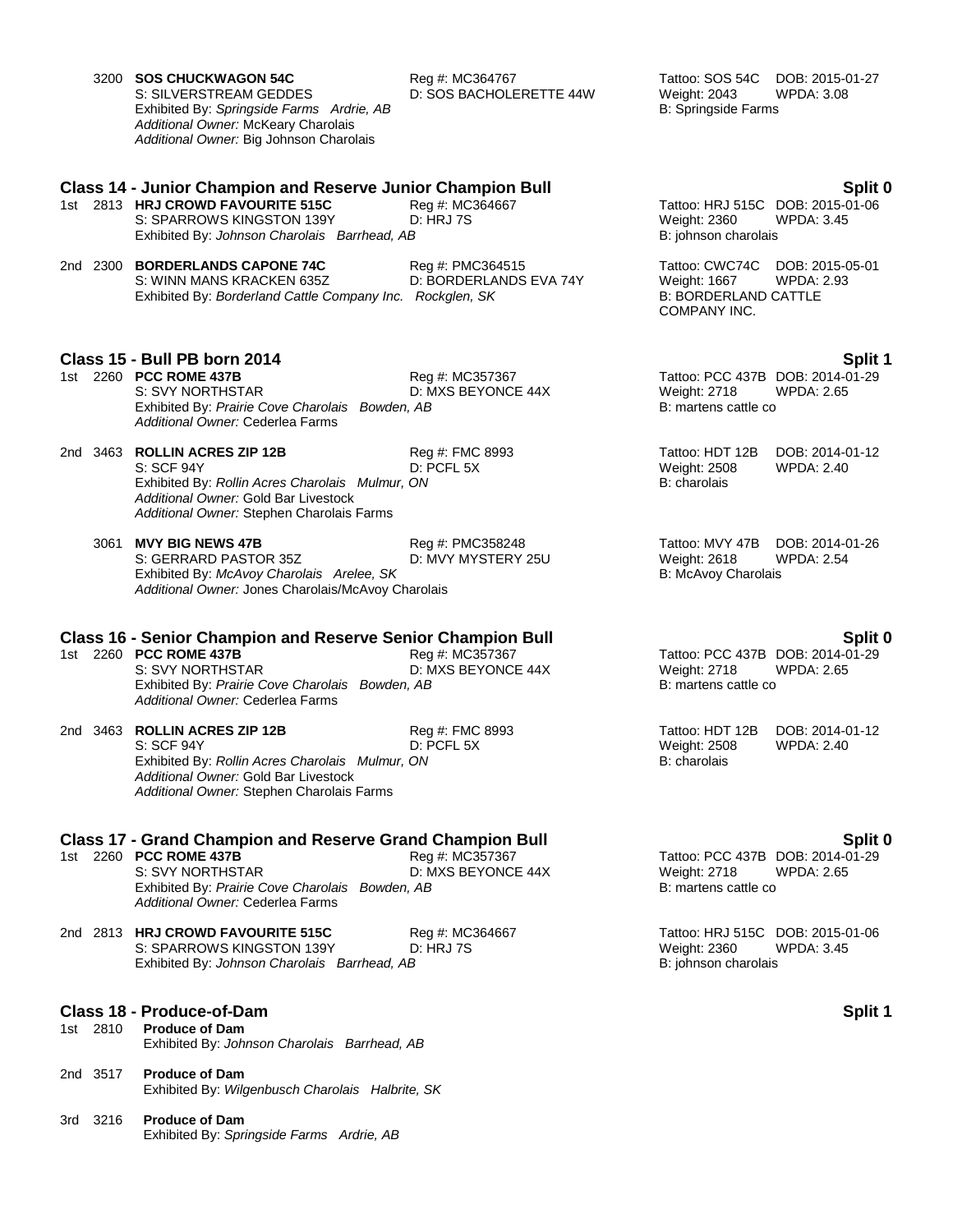3200 **SOS CHUCKWAGON 54C** Reg #: MC364767 Tattoo: SOS 54C DOB: 2015-01-27
S: SILVERSTREAM GEDDES D: SOS BACHOLERETTE 44W Weight: 2043 WPDA: 3.08
Exhibited By: *Springside Farms Ardrie, AB* B: Springside Farms
*Additional Owner:* McKeary Charolais
*Additional Owner:* Big Johnson Charolais

### Class 14 - Junior Champion and Reserve Junior Champion Bull — Split 0

1st 2813 **HRJ CROWD FAVOURITE 515C** Reg #: MC364667 Tattoo: HRJ 515C DOB: 2015-01-06
S: SPARROWS KINGSTON 139Y D: HRJ 7S Weight: 2360 WPDA: 3.45
Exhibited By: *Johnson Charolais Barrhead, AB* B: johnson charolais

2nd 2300 **BORDERLANDS CAPONE 74C** Reg #: PMC364515 Tattoo: CWC74C DOB: 2015-05-01
S: WINN MANS KRACKEN 635Z D: BORDERLANDS EVA 74Y Weight: 1667 WPDA: 2.93
Exhibited By: *Borderland Cattle Company Inc. Rockglen, SK* B: BORDERLAND CATTLE COMPANY INC.

### Class 15 - Bull PB born 2014 — Split 1

1st 2260 **PCC ROME 437B** Reg #: MC357367 Tattoo: PCC 437B DOB: 2014-01-29
S: SVY NORTHSTAR D: MXS BEYONCE 44X Weight: 2718 WPDA: 2.65
Exhibited By: *Prairie Cove Charolais Bowden, AB* B: martens cattle co
*Additional Owner:* Cederlea Farms

2nd 3463 **ROLLIN ACRES ZIP 12B** Reg #: FMC 8993 Tattoo: HDT 12B DOB: 2014-01-12
S: SCF 94Y D: PCFL 5X Weight: 2508 WPDA: 2.40
Exhibited By: *Rollin Acres Charolais Mulmur, ON* B: charolais
*Additional Owner:* Gold Bar Livestock
*Additional Owner:* Stephen Charolais Farms

3061 **MVY BIG NEWS 47B** Reg #: PMC358248 Tattoo: MVY 47B DOB: 2014-01-26
S: GERRARD PASTOR 35Z D: MVY MYSTERY 25U Weight: 2618 WPDA: 2.54
Exhibited By: *McAvoy Charolais Arelee, SK* B: McAvoy Charolais
*Additional Owner:* Jones Charolais/McAvoy Charolais

### Class 16 - Senior Champion and Reserve Senior Champion Bull — Split 0

1st 2260 **PCC ROME 437B** Reg #: MC357367 Tattoo: PCC 437B DOB: 2014-01-29
S: SVY NORTHSTAR D: MXS BEYONCE 44X Weight: 2718 WPDA: 2.65
Exhibited By: *Prairie Cove Charolais Bowden, AB* B: martens cattle co
*Additional Owner:* Cederlea Farms

2nd 3463 **ROLLIN ACRES ZIP 12B** Reg #: FMC 8993 Tattoo: HDT 12B DOB: 2014-01-12
S: SCF 94Y D: PCFL 5X Weight: 2508 WPDA: 2.40
Exhibited By: *Rollin Acres Charolais Mulmur, ON* B: charolais
*Additional Owner:* Gold Bar Livestock
*Additional Owner:* Stephen Charolais Farms

### Class 17 - Grand Champion and Reserve Grand Champion Bull — Split 0

1st 2260 **PCC ROME 437B** Reg #: MC357367 Tattoo: PCC 437B DOB: 2014-01-29
S: SVY NORTHSTAR D: MXS BEYONCE 44X Weight: 2718 WPDA: 2.65
Exhibited By: *Prairie Cove Charolais Bowden, AB* B: martens cattle co
*Additional Owner:* Cederlea Farms

2nd 2813 **HRJ CROWD FAVOURITE 515C** Reg #: MC364667 Tattoo: HRJ 515C DOB: 2015-01-06
S: SPARROWS KINGSTON 139Y D: HRJ 7S Weight: 2360 WPDA: 3.45
Exhibited By: *Johnson Charolais Barrhead, AB* B: johnson charolais

### Class 18 - Produce-of-Dam — Split 1

1st 2810 **Produce of Dam**
Exhibited By: *Johnson Charolais Barrhead, AB*

2nd 3517 **Produce of Dam**
Exhibited By: *Wilgenbusch Charolais Halbrite, SK*

3rd 3216 **Produce of Dam**
Exhibited By: *Springside Farms Ardrie, AB*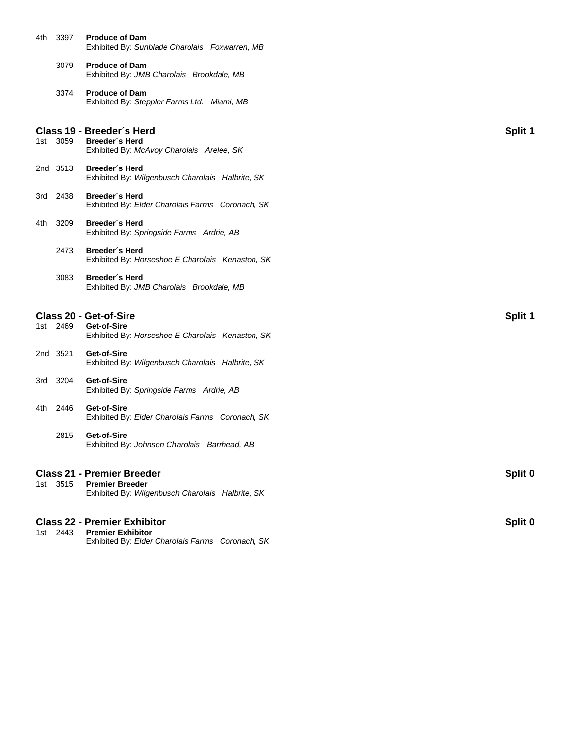4th 3397 **Produce of Dam**
Exhibited By: *Sunblade Charolais Foxwarren, MB*

3079 **Produce of Dam**
Exhibited By: *JMB Charolais Brookdale, MB*

3374 **Produce of Dam**
Exhibited By: *Steppler Farms Ltd. Miami, MB*

### Class 19 - Breeder´s Herd — Split 1

1st 3059 **Breeder´s Herd**
Exhibited By: *McAvoy Charolais Arelee, SK*

2nd 3513 **Breeder´s Herd**
Exhibited By: *Wilgenbusch Charolais Halbrite, SK*

3rd 2438 **Breeder´s Herd**
Exhibited By: *Elder Charolais Farms Coronach, SK*

4th 3209 **Breeder´s Herd**
Exhibited By: *Springside Farms Ardrie, AB*

2473 **Breeder´s Herd**
Exhibited By: *Horseshoe E Charolais Kenaston, SK*

3083 **Breeder´s Herd**
Exhibited By: *JMB Charolais Brookdale, MB*

### Class 20 - Get-of-Sire — Split 1

1st 2469 **Get-of-Sire**
Exhibited By: *Horseshoe E Charolais Kenaston, SK*

2nd 3521 **Get-of-Sire**
Exhibited By: *Wilgenbusch Charolais Halbrite, SK*

3rd 3204 **Get-of-Sire**
Exhibited By: *Springside Farms Ardrie, AB*

4th 2446 **Get-of-Sire**
Exhibited By: *Elder Charolais Farms Coronach, SK*

2815 **Get-of-Sire**
Exhibited By: *Johnson Charolais Barrhead, AB*

### Class 21 - Premier Breeder — Split 0

1st 3515 **Premier Breeder**
Exhibited By: *Wilgenbusch Charolais Halbrite, SK*

### Class 22 - Premier Exhibitor — Split 0

1st 2443 **Premier Exhibitor**
Exhibited By: *Elder Charolais Farms Coronach, SK*